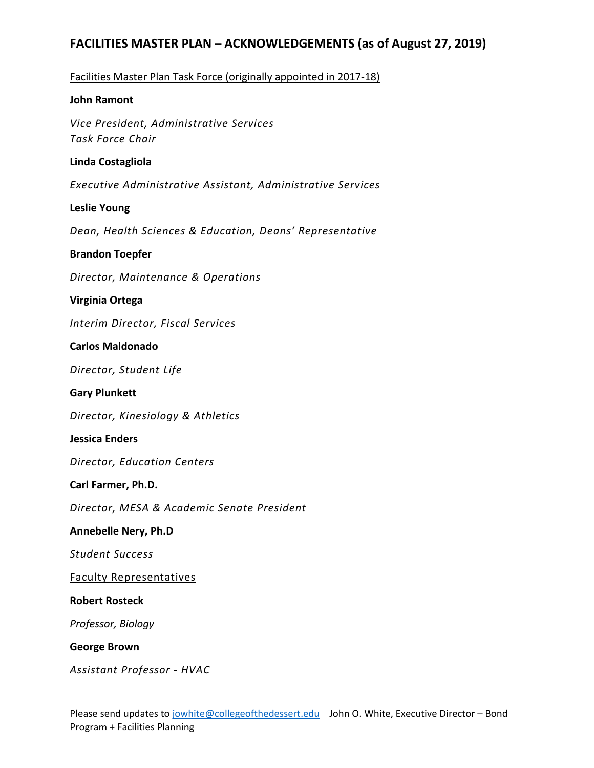# FACILITIES MASTER PLAN – ACKNOWLEDGEMENTS (as of August 27, 2019)

<u>Facilities Master Plan Task Force (originally appointed in 2017-18)</u>

**John Ramont**

*Vice President, Administrative Services*
*Task Force Chair*

**Linda Costagliola**

*Executive Administrative Assistant, Administrative Services*

**Leslie Young**

*Dean, Health Sciences & Education, Deans' Representative*

**Brandon Toepfer**

*Director, Maintenance & Operations*

**Virginia Ortega**

*Interim Director, Fiscal Services*

**Carlos Maldonado**

*Director, Student Life*

**Gary Plunkett**

*Director, Kinesiology & Athletics*

**Jessica Enders**

*Director, Education Centers*

**Carl Farmer, Ph.D.**

*Director, MESA & Academic Senate President*

**Annebelle Nery, Ph.D**

*Student Success*

<u>Faculty Representatives</u>

**Robert Rosteck**

*Professor, Biology*

**George Brown**

*Assistant Professor - HVAC*

Please send updates to jowhite@collegeofthedessert.edu John O. White, Executive Director – Bond Program + Facilities Planning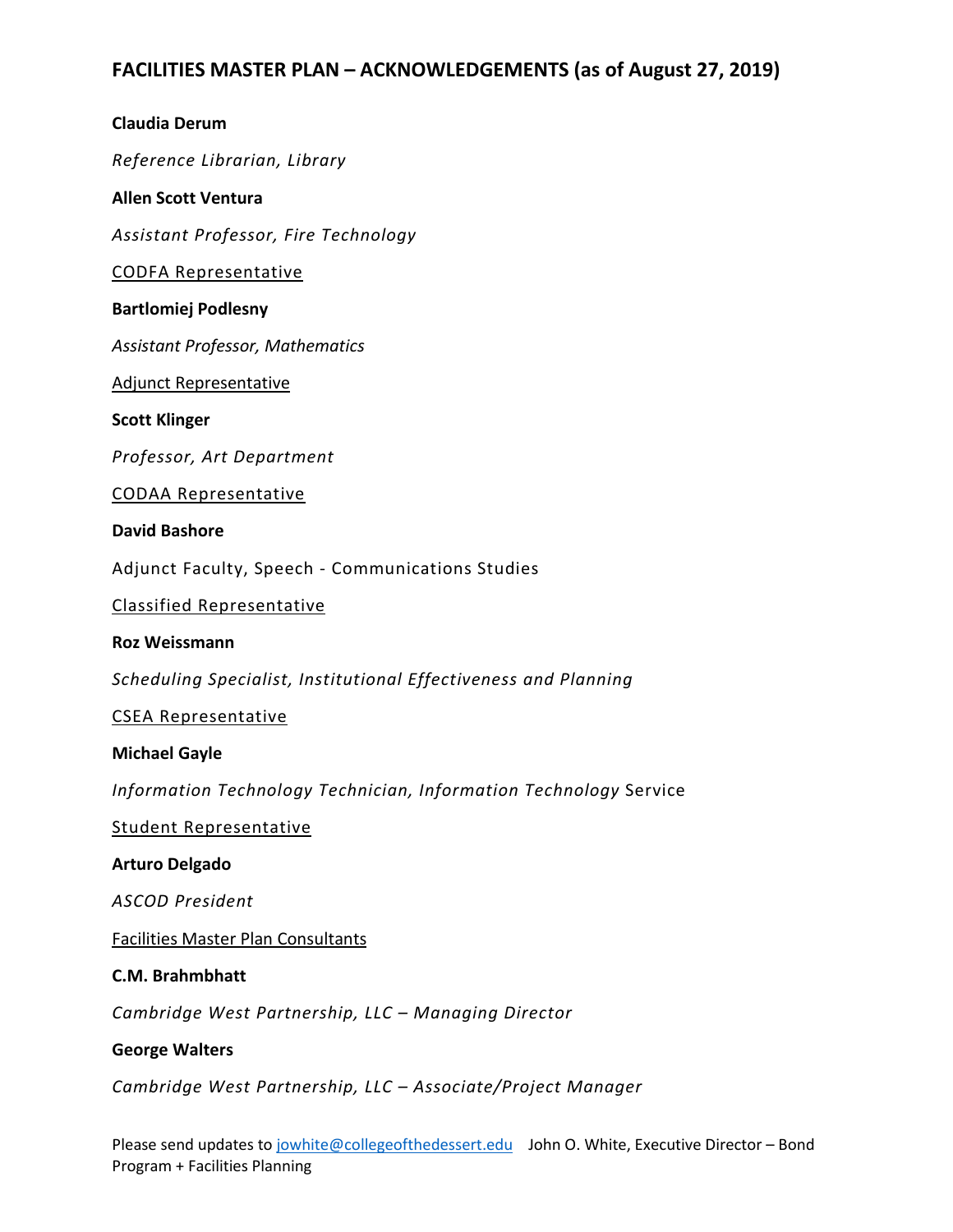## FACILITIES MASTER PLAN – ACKNOWLEDGEMENTS (as of August 27, 2019)

**Claudia Derum**

*Reference Librarian, Library*

**Allen Scott Ventura**

*Assistant Professor, Fire Technology*

<u>CODFA Representative</u>

**Bartlomiej Podlesny**

*Assistant Professor, Mathematics*

<u>Adjunct Representative</u>

**Scott Klinger**

*Professor, Art Department*

<u>CODAA Representative</u>

**David Bashore**

Adjunct Faculty, Speech - Communications Studies

<u>Classified Representative</u>

**Roz Weissmann**

*Scheduling Specialist, Institutional Effectiveness and Planning*

<u>CSEA Representative</u>

**Michael Gayle**

*Information Technology Technician, Information Technology* Service

<u>Student Representative</u>

**Arturo Delgado**

*ASCOD President*

<u>Facilities Master Plan Consultants</u>

**C.M. Brahmbhatt**

*Cambridge West Partnership, LLC – Managing Director*

**George Walters**

*Cambridge West Partnership, LLC – Associate/Project Manager*

Please send updates to jowhite@collegeofthedessert.edu John O. White, Executive Director – Bond Program + Facilities Planning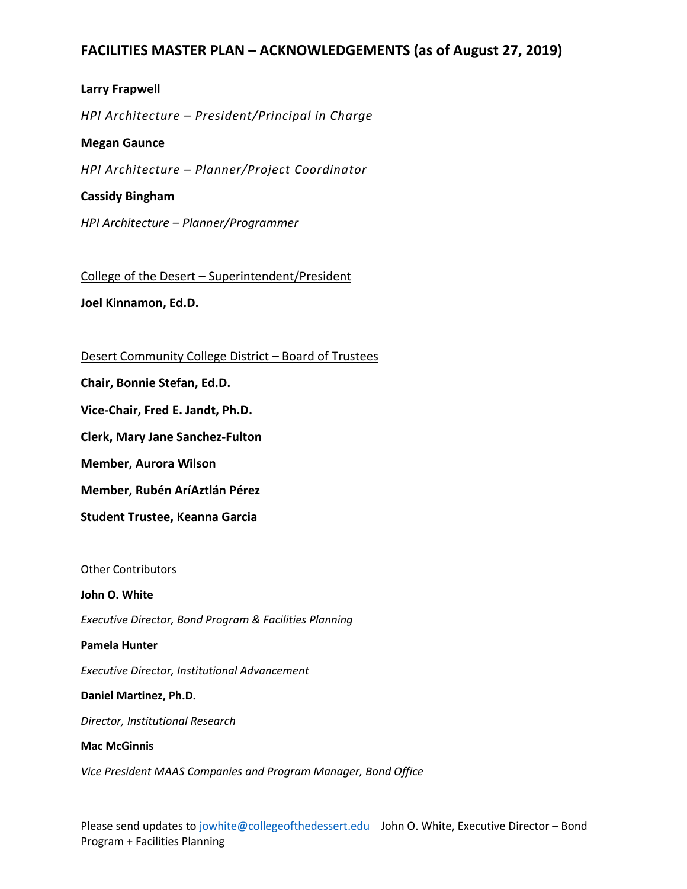# FACILITIES MASTER PLAN – ACKNOWLEDGEMENTS (as of August 27, 2019)

**Larry Frapwell**

*HPI Architecture – President/Principal in Charge*

**Megan Gaunce**

*HPI Architecture – Planner/Project Coordinator*

**Cassidy Bingham**

*HPI Architecture – Planner/Programmer*

College of the Desert – Superintendent/President

**Joel Kinnamon, Ed.D.**

Desert Community College District – Board of Trustees

**Chair, Bonnie Stefan, Ed.D.**

**Vice-Chair, Fred E. Jandt, Ph.D.**

**Clerk, Mary Jane Sanchez-Fulton**

**Member, Aurora Wilson**

**Member, Rubén AríAztlán Pérez**

**Student Trustee, Keanna Garcia**

Other Contributors

**John O. White**

*Executive Director, Bond Program & Facilities Planning*

**Pamela Hunter**

*Executive Director, Institutional Advancement*

**Daniel Martinez, Ph.D.**

*Director, Institutional Research*

**Mac McGinnis**

*Vice President MAAS Companies and Program Manager, Bond Office*

Please send updates to jowhite@collegeofthedessert.edu John O. White, Executive Director – Bond Program + Facilities Planning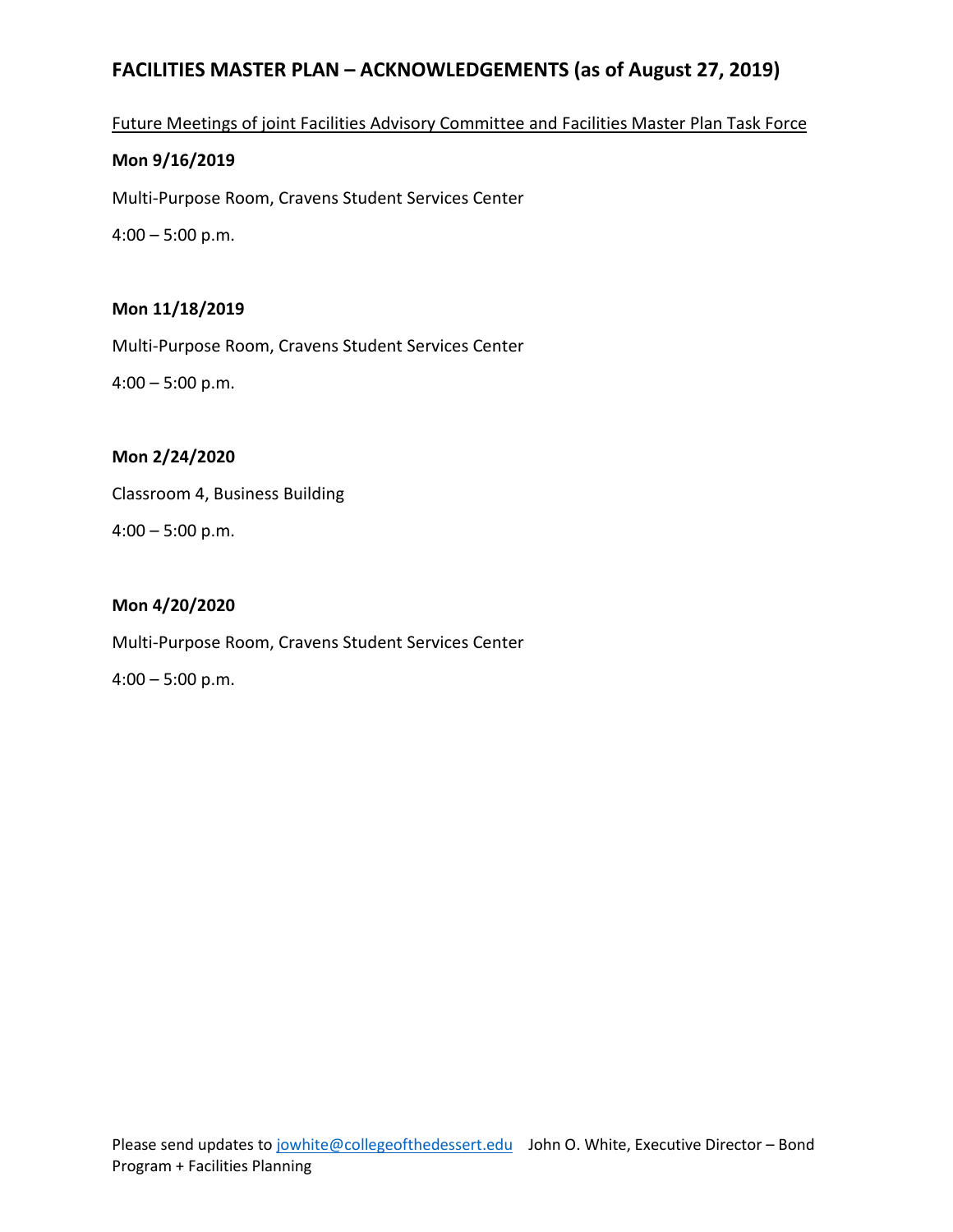# FACILITIES MASTER PLAN – ACKNOWLEDGEMENTS (as of August 27, 2019)

Future Meetings of joint Facilities Advisory Committee and Facilities Master Plan Task Force

**Mon 9/16/2019**

Multi-Purpose Room, Cravens Student Services Center

4:00 – 5:00 p.m.

**Mon 11/18/2019**

Multi-Purpose Room, Cravens Student Services Center

4:00 – 5:00 p.m.

**Mon 2/24/2020**

Classroom 4, Business Building

4:00 – 5:00 p.m.

**Mon 4/20/2020**

Multi-Purpose Room, Cravens Student Services Center

4:00 – 5:00 p.m.

Please send updates to jowhite@collegeofthedessert.edu John O. White, Executive Director – Bond Program + Facilities Planning